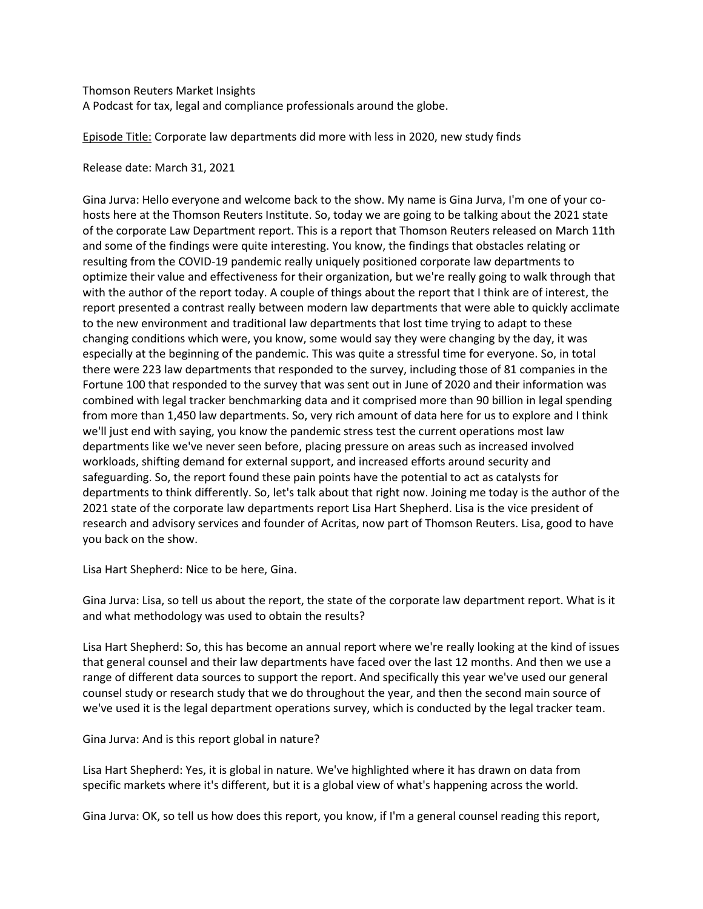Thomson Reuters Market Insights
A Podcast for tax, legal and compliance professionals around the globe.

Episode Title: Corporate law departments did more with less in 2020, new study finds

Release date: March 31, 2021

Gina Jurva: Hello everyone and welcome back to the show. My name is Gina Jurva, I'm one of your co-hosts here at the Thomson Reuters Institute. So, today we are going to be talking about the 2021 state of the corporate Law Department report. This is a report that Thomson Reuters released on March 11th and some of the findings were quite interesting. You know, the findings that obstacles relating or resulting from the COVID-19 pandemic really uniquely positioned corporate law departments to optimize their value and effectiveness for their organization, but we're really going to walk through that with the author of the report today. A couple of things about the report that I think are of interest, the report presented a contrast really between modern law departments that were able to quickly acclimate to the new environment and traditional law departments that lost time trying to adapt to these changing conditions which were, you know, some would say they were changing by the day, it was especially at the beginning of the pandemic. This was quite a stressful time for everyone. So, in total there were 223 law departments that responded to the survey, including those of 81 companies in the Fortune 100 that responded to the survey that was sent out in June of 2020 and their information was combined with legal tracker benchmarking data and it comprised more than 90 billion in legal spending from more than 1,450 law departments. So, very rich amount of data here for us to explore and I think we'll just end with saying, you know the pandemic stress test the current operations most law departments like we've never seen before, placing pressure on areas such as increased involved workloads, shifting demand for external support, and increased efforts around security and safeguarding. So, the report found these pain points have the potential to act as catalysts for departments to think differently. So, let's talk about that right now. Joining me today is the author of the 2021 state of the corporate law departments report Lisa Hart Shepherd. Lisa is the vice president of research and advisory services and founder of Acritas, now part of Thomson Reuters. Lisa, good to have you back on the show.

Lisa Hart Shepherd: Nice to be here, Gina.

Gina Jurva: Lisa, so tell us about the report, the state of the corporate law department report. What is it and what methodology was used to obtain the results?

Lisa Hart Shepherd: So, this has become an annual report where we're really looking at the kind of issues that general counsel and their law departments have faced over the last 12 months. And then we use a range of different data sources to support the report. And specifically this year we've used our general counsel study or research study that we do throughout the year, and then the second main source of we've used it is the legal department operations survey, which is conducted by the legal tracker team.

Gina Jurva: And is this report global in nature?

Lisa Hart Shepherd: Yes, it is global in nature. We've highlighted where it has drawn on data from specific markets where it's different, but it is a global view of what's happening across the world.

Gina Jurva: OK, so tell us how does this report, you know, if I'm a general counsel reading this report,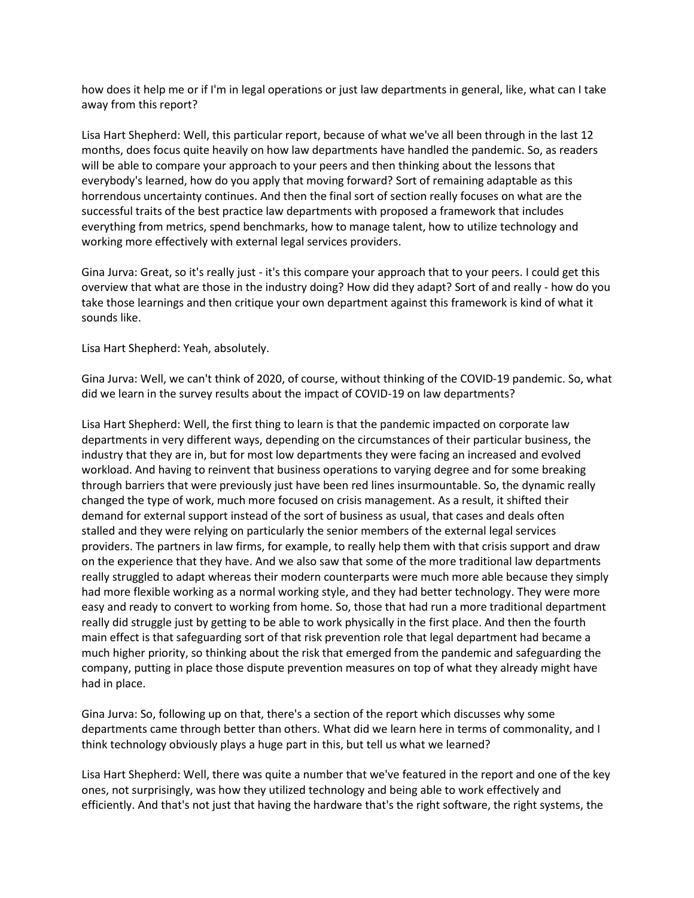how does it help me or if I'm in legal operations or just law departments in general, like, what can I take away from this report?

Lisa Hart Shepherd: Well, this particular report, because of what we've all been through in the last 12 months, does focus quite heavily on how law departments have handled the pandemic. So, as readers will be able to compare your approach to your peers and then thinking about the lessons that everybody's learned, how do you apply that moving forward? Sort of remaining adaptable as this horrendous uncertainty continues. And then the final sort of section really focuses on what are the successful traits of the best practice law departments with proposed a framework that includes everything from metrics, spend benchmarks, how to manage talent, how to utilize technology and working more effectively with external legal services providers.

Gina Jurva: Great, so it's really just - it's this compare your approach that to your peers. I could get this overview that what are those in the industry doing? How did they adapt? Sort of and really - how do you take those learnings and then critique your own department against this framework is kind of what it sounds like.

Lisa Hart Shepherd: Yeah, absolutely.

Gina Jurva: Well, we can't think of 2020, of course, without thinking of the COVID-19 pandemic. So, what did we learn in the survey results about the impact of COVID-19 on law departments?

Lisa Hart Shepherd: Well, the first thing to learn is that the pandemic impacted on corporate law departments in very different ways, depending on the circumstances of their particular business, the industry that they are in, but for most low departments they were facing an increased and evolved workload. And having to reinvent that business operations to varying degree and for some breaking through barriers that were previously just have been red lines insurmountable. So, the dynamic really changed the type of work, much more focused on crisis management. As a result, it shifted their demand for external support instead of the sort of business as usual, that cases and deals often stalled and they were relying on particularly the senior members of the external legal services providers. The partners in law firms, for example, to really help them with that crisis support and draw on the experience that they have. And we also saw that some of the more traditional law departments really struggled to adapt whereas their modern counterparts were much more able because they simply had more flexible working as a normal working style, and they had better technology. They were more easy and ready to convert to working from home. So, those that had run a more traditional department really did struggle just by getting to be able to work physically in the first place. And then the fourth main effect is that safeguarding sort of that risk prevention role that legal department had became a much higher priority, so thinking about the risk that emerged from the pandemic and safeguarding the company, putting in place those dispute prevention measures on top of what they already might have had in place.

Gina Jurva: So, following up on that, there's a section of the report which discusses why some departments came through better than others. What did we learn here in terms of commonality, and I think technology obviously plays a huge part in this, but tell us what we learned?

Lisa Hart Shepherd: Well, there was quite a number that we've featured in the report and one of the key ones, not surprisingly, was how they utilized technology and being able to work effectively and efficiently. And that's not just that having the hardware that's the right software, the right systems, the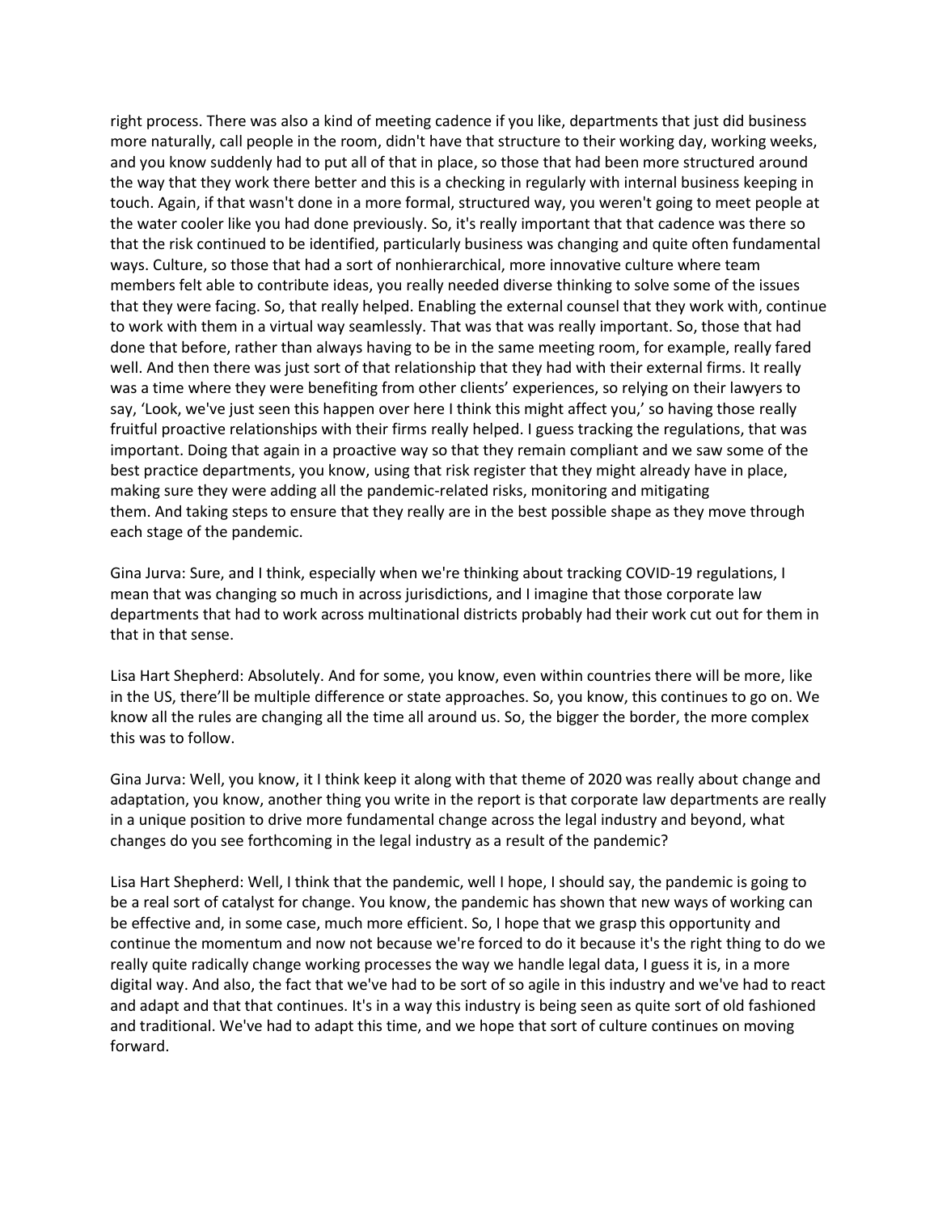right process. There was also a kind of meeting cadence if you like, departments that just did business more naturally, call people in the room, didn't have that structure to their working day, working weeks, and you know suddenly had to put all of that in place, so those that had been more structured around the way that they work there better and this is a checking in regularly with internal business keeping in touch. Again, if that wasn't done in a more formal, structured way, you weren't going to meet people at the water cooler like you had done previously. So, it's really important that that cadence was there so that the risk continued to be identified, particularly business was changing and quite often fundamental ways. Culture, so those that had a sort of nonhierarchical, more innovative culture where team members felt able to contribute ideas, you really needed diverse thinking to solve some of the issues that they were facing. So, that really helped. Enabling the external counsel that they work with, continue to work with them in a virtual way seamlessly. That was that was really important. So, those that had done that before, rather than always having to be in the same meeting room, for example, really fared well. And then there was just sort of that relationship that they had with their external firms. It really was a time where they were benefiting from other clients' experiences, so relying on their lawyers to say, 'Look, we've just seen this happen over here I think this might affect you,' so having those really fruitful proactive relationships with their firms really helped. I guess tracking the regulations, that was important. Doing that again in a proactive way so that they remain compliant and we saw some of the best practice departments, you know, using that risk register that they might already have in place, making sure they were adding all the pandemic-related risks, monitoring and mitigating them. And taking steps to ensure that they really are in the best possible shape as they move through each stage of the pandemic.

Gina Jurva: Sure, and I think, especially when we're thinking about tracking COVID-19 regulations, I mean that was changing so much in across jurisdictions, and I imagine that those corporate law departments that had to work across multinational districts probably had their work cut out for them in that in that sense.

Lisa Hart Shepherd: Absolutely. And for some, you know, even within countries there will be more, like in the US, there'll be multiple difference or state approaches. So, you know, this continues to go on. We know all the rules are changing all the time all around us. So, the bigger the border, the more complex this was to follow.

Gina Jurva: Well, you know, it I think keep it along with that theme of 2020 was really about change and adaptation, you know, another thing you write in the report is that corporate law departments are really in a unique position to drive more fundamental change across the legal industry and beyond, what changes do you see forthcoming in the legal industry as a result of the pandemic?

Lisa Hart Shepherd: Well, I think that the pandemic, well I hope, I should say, the pandemic is going to be a real sort of catalyst for change. You know, the pandemic has shown that new ways of working can be effective and, in some case, much more efficient. So, I hope that we grasp this opportunity and continue the momentum and now not because we're forced to do it because it's the right thing to do we really quite radically change working processes the way we handle legal data, I guess it is, in a more digital way. And also, the fact that we've had to be sort of so agile in this industry and we've had to react and adapt and that that continues. It's in a way this industry is being seen as quite sort of old fashioned and traditional. We've had to adapt this time, and we hope that sort of culture continues on moving forward.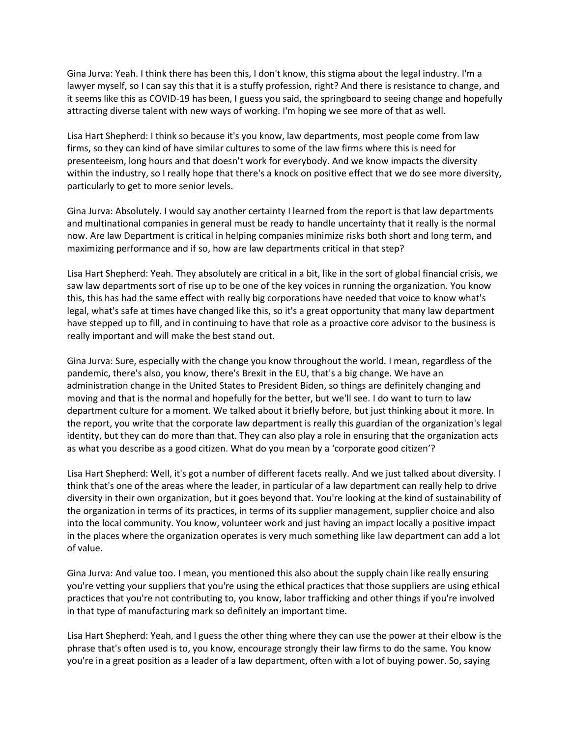Gina Jurva: Yeah. I think there has been this, I don't know, this stigma about the legal industry. I'm a lawyer myself, so I can say this that it is a stuffy profession, right? And there is resistance to change, and it seems like this as COVID-19 has been, I guess you said, the springboard to seeing change and hopefully attracting diverse talent with new ways of working. I'm hoping we see more of that as well.

Lisa Hart Shepherd: I think so because it's you know, law departments, most people come from law firms, so they can kind of have similar cultures to some of the law firms where this is need for presenteeism, long hours and that doesn't work for everybody. And we know impacts the diversity within the industry, so I really hope that there's a knock on positive effect that we do see more diversity, particularly to get to more senior levels.

Gina Jurva: Absolutely. I would say another certainty I learned from the report is that law departments and multinational companies in general must be ready to handle uncertainty that it really is the normal now. Are law Department is critical in helping companies minimize risks both short and long term, and maximizing performance and if so, how are law departments critical in that step?

Lisa Hart Shepherd: Yeah. They absolutely are critical in a bit, like in the sort of global financial crisis, we saw law departments sort of rise up to be one of the key voices in running the organization. You know this, this has had the same effect with really big corporations have needed that voice to know what's legal, what's safe at times have changed like this, so it's a great opportunity that many law department have stepped up to fill, and in continuing to have that role as a proactive core advisor to the business is really important and will make the best stand out.

Gina Jurva: Sure, especially with the change you know throughout the world. I mean, regardless of the pandemic, there's also, you know, there's Brexit in the EU, that's a big change. We have an administration change in the United States to President Biden, so things are definitely changing and moving and that is the normal and hopefully for the better, but we'll see. I do want to turn to law department culture for a moment. We talked about it briefly before, but just thinking about it more. In the report, you write that the corporate law department is really this guardian of the organization's legal identity, but they can do more than that. They can also play a role in ensuring that the organization acts as what you describe as a good citizen. What do you mean by a 'corporate good citizen'?

Lisa Hart Shepherd: Well, it's got a number of different facets really. And we just talked about diversity. I think that's one of the areas where the leader, in particular of a law department can really help to drive diversity in their own organization, but it goes beyond that. You're looking at the kind of sustainability of the organization in terms of its practices, in terms of its supplier management, supplier choice and also into the local community. You know, volunteer work and just having an impact locally a positive impact in the places where the organization operates is very much something like law department can add a lot of value.

Gina Jurva: And value too. I mean, you mentioned this also about the supply chain like really ensuring you're vetting your suppliers that you're using the ethical practices that those suppliers are using ethical practices that you're not contributing to, you know, labor trafficking and other things if you're involved in that type of manufacturing mark so definitely an important time.

Lisa Hart Shepherd: Yeah, and I guess the other thing where they can use the power at their elbow is the phrase that's often used is to, you know, encourage strongly their law firms to do the same. You know you're in a great position as a leader of a law department, often with a lot of buying power. So, saying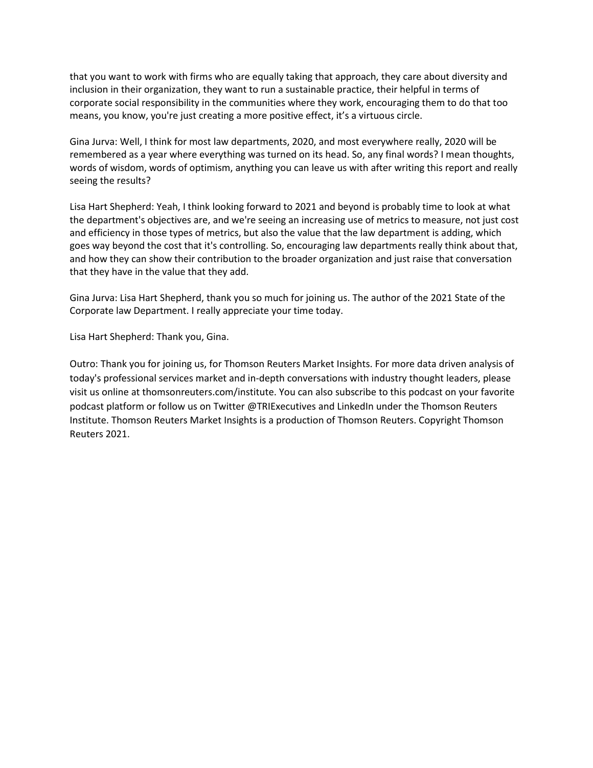that you want to work with firms who are equally taking that approach, they care about diversity and inclusion in their organization, they want to run a sustainable practice, their helpful in terms of corporate social responsibility in the communities where they work, encouraging them to do that too means, you know, you're just creating a more positive effect, it's a virtuous circle.

Gina Jurva: Well, I think for most law departments, 2020, and most everywhere really, 2020 will be remembered as a year where everything was turned on its head. So, any final words? I mean thoughts, words of wisdom, words of optimism, anything you can leave us with after writing this report and really seeing the results?

Lisa Hart Shepherd: Yeah, I think looking forward to 2021 and beyond is probably time to look at what the department's objectives are, and we're seeing an increasing use of metrics to measure, not just cost and efficiency in those types of metrics, but also the value that the law department is adding, which goes way beyond the cost that it's controlling. So, encouraging law departments really think about that, and how they can show their contribution to the broader organization and just raise that conversation that they have in the value that they add.

Gina Jurva: Lisa Hart Shepherd, thank you so much for joining us. The author of the 2021 State of the Corporate law Department. I really appreciate your time today.

Lisa Hart Shepherd: Thank you, Gina.

Outro: Thank you for joining us, for Thomson Reuters Market Insights. For more data driven analysis of today's professional services market and in-depth conversations with industry thought leaders, please visit us online at thomsonreuters.com/institute. You can also subscribe to this podcast on your favorite podcast platform or follow us on Twitter @TRIExecutives and LinkedIn under the Thomson Reuters Institute. Thomson Reuters Market Insights is a production of Thomson Reuters. Copyright Thomson Reuters 2021.